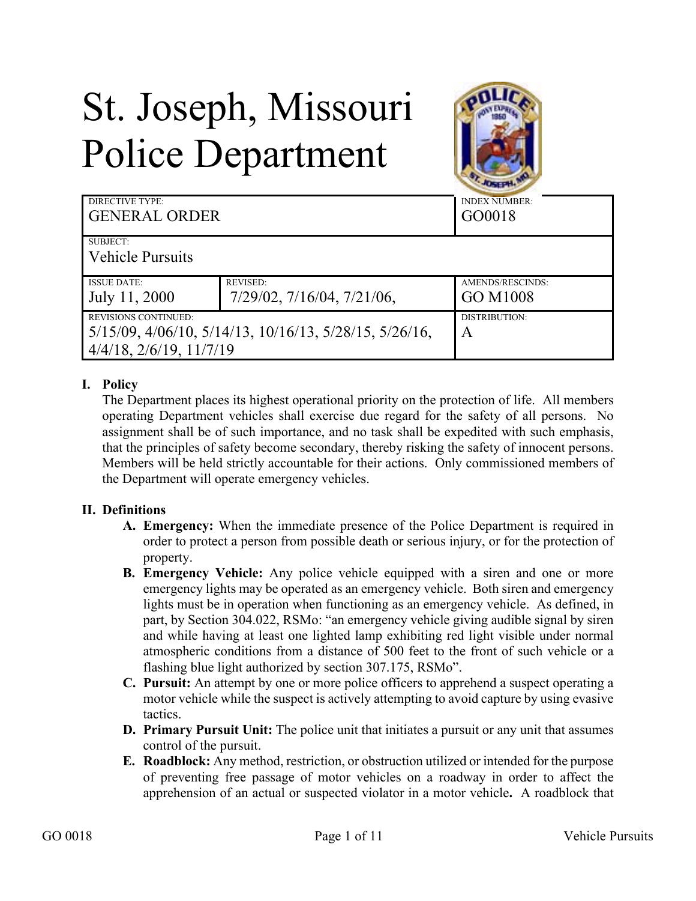# St. Joseph, Missouri Police Department

| DIRECTIVE TYPE: GENERAL ORDER | | INDEX NUMBER: GO0018 |
|---|---|---|
| SUBJECT: Vehicle Pursuits | | |
| ISSUE DATE: July 11, 2000 | REVISED: 7/29/02, 7/16/04, 7/21/06, | AMENDS/RESCINDS: GO M1008 |
| REVISIONS CONTINUED: 5/15/09, 4/06/10, 5/14/13, 10/16/13, 5/28/15, 5/26/16, 4/4/18, 2/6/19, 11/7/19 | | DISTRIBUTION: A |

## I. Policy

The Department places its highest operational priority on the protection of life. All members operating Department vehicles shall exercise due regard for the safety of all persons. No assignment shall be of such importance, and no task shall be expedited with such emphasis, that the principles of safety become secondary, thereby risking the safety of innocent persons. Members will be held strictly accountable for their actions. Only commissioned members of the Department will operate emergency vehicles.

## II. Definitions

- **A. Emergency:** When the immediate presence of the Police Department is required in order to protect a person from possible death or serious injury, or for the protection of property.
- **B. Emergency Vehicle:** Any police vehicle equipped with a siren and one or more emergency lights may be operated as an emergency vehicle. Both siren and emergency lights must be in operation when functioning as an emergency vehicle. As defined, in part, by Section 304.022, RSMo: "an emergency vehicle giving audible signal by siren and while having at least one lighted lamp exhibiting red light visible under normal atmospheric conditions from a distance of 500 feet to the front of such vehicle or a flashing blue light authorized by section 307.175, RSMo".
- **C. Pursuit:** An attempt by one or more police officers to apprehend a suspect operating a motor vehicle while the suspect is actively attempting to avoid capture by using evasive tactics.
- **D. Primary Pursuit Unit:** The police unit that initiates a pursuit or any unit that assumes control of the pursuit.
- **E. Roadblock:** Any method, restriction, or obstruction utilized or intended for the purpose of preventing free passage of motor vehicles on a roadway in order to affect the apprehension of an actual or suspected violator in a motor vehicle**.** A roadblock that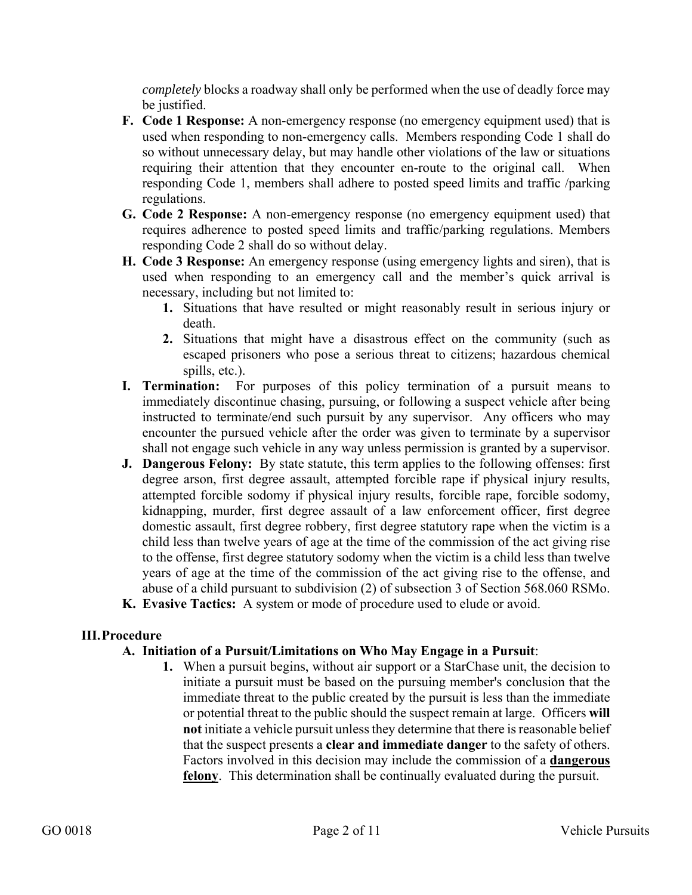*completely* blocks a roadway shall only be performed when the use of deadly force may be justified.

- **F. Code 1 Response:** A non-emergency response (no emergency equipment used) that is used when responding to non-emergency calls. Members responding Code 1 shall do so without unnecessary delay, but may handle other violations of the law or situations requiring their attention that they encounter en-route to the original call. When responding Code 1, members shall adhere to posted speed limits and traffic /parking regulations.
- **G. Code 2 Response:** A non-emergency response (no emergency equipment used) that requires adherence to posted speed limits and traffic/parking regulations. Members responding Code 2 shall do so without delay.
- **H. Code 3 Response:** An emergency response (using emergency lights and siren), that is used when responding to an emergency call and the member's quick arrival is necessary, including but not limited to:
  1. Situations that have resulted or might reasonably result in serious injury or death.
  2. Situations that might have a disastrous effect on the community (such as escaped prisoners who pose a serious threat to citizens; hazardous chemical spills, etc.).
- **I. Termination:** For purposes of this policy termination of a pursuit means to immediately discontinue chasing, pursuing, or following a suspect vehicle after being instructed to terminate/end such pursuit by any supervisor. Any officers who may encounter the pursued vehicle after the order was given to terminate by a supervisor shall not engage such vehicle in any way unless permission is granted by a supervisor.
- **J. Dangerous Felony:** By state statute, this term applies to the following offenses: first degree arson, first degree assault, attempted forcible rape if physical injury results, attempted forcible sodomy if physical injury results, forcible rape, forcible sodomy, kidnapping, murder, first degree assault of a law enforcement officer, first degree domestic assault, first degree robbery, first degree statutory rape when the victim is a child less than twelve years of age at the time of the commission of the act giving rise to the offense, first degree statutory sodomy when the victim is a child less than twelve years of age at the time of the commission of the act giving rise to the offense, and abuse of a child pursuant to subdivision (2) of subsection 3 of Section 568.060 RSMo.
- **K. Evasive Tactics:** A system or mode of procedure used to elude or avoid.

## III. Procedure

### A. Initiation of a Pursuit/Limitations on Who May Engage in a Pursuit:

1. When a pursuit begins, without air support or a StarChase unit, the decision to initiate a pursuit must be based on the pursuing member's conclusion that the immediate threat to the public created by the pursuit is less than the immediate or potential threat to the public should the suspect remain at large. Officers **will not** initiate a vehicle pursuit unless they determine that there is reasonable belief that the suspect presents a **clear and immediate danger** to the safety of others. Factors involved in this decision may include the commission of a **dangerous felony**. This determination shall be continually evaluated during the pursuit.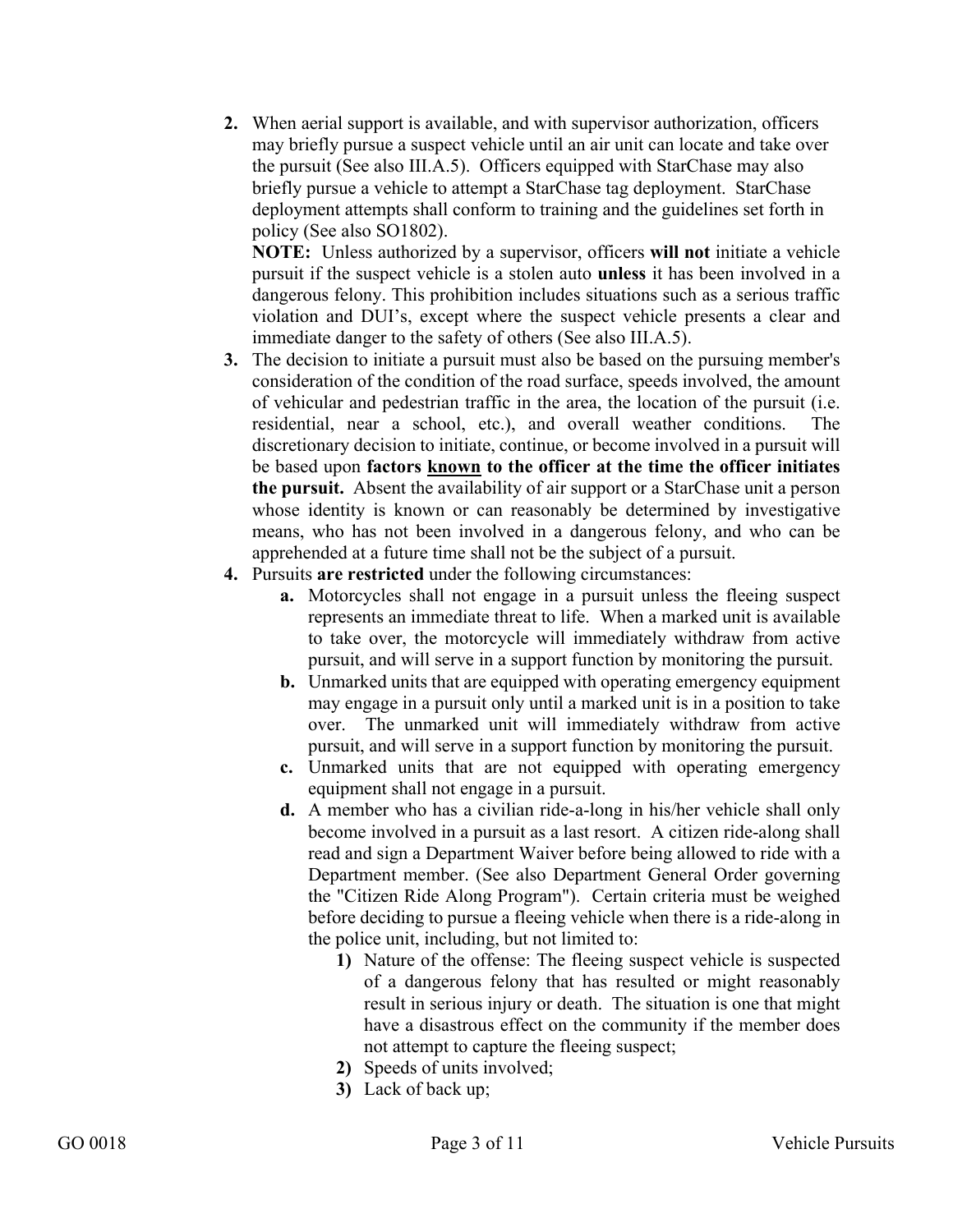2. When aerial support is available, and with supervisor authorization, officers may briefly pursue a suspect vehicle until an air unit can locate and take over the pursuit (See also III.A.5). Officers equipped with StarChase may also briefly pursue a vehicle to attempt a StarChase tag deployment. StarChase deployment attempts shall conform to training and the guidelines set forth in policy (See also SO1802).

   **NOTE:** Unless authorized by a supervisor, officers **will not** initiate a vehicle pursuit if the suspect vehicle is a stolen auto **unless** it has been involved in a dangerous felony. This prohibition includes situations such as a serious traffic violation and DUI's, except where the suspect vehicle presents a clear and immediate danger to the safety of others (See also III.A.5).

3. The decision to initiate a pursuit must also be based on the pursuing member's consideration of the condition of the road surface, speeds involved, the amount of vehicular and pedestrian traffic in the area, the location of the pursuit (i.e. residential, near a school, etc.), and overall weather conditions. The discretionary decision to initiate, continue, or become involved in a pursuit will be based upon **factors <u>known</u> to the officer at the time the officer initiates the pursuit.** Absent the availability of air support or a StarChase unit a person whose identity is known or can reasonably be determined by investigative means, who has not been involved in a dangerous felony, and who can be apprehended at a future time shall not be the subject of a pursuit.

4. Pursuits **are restricted** under the following circumstances:
   - **a.** Motorcycles shall not engage in a pursuit unless the fleeing suspect represents an immediate threat to life. When a marked unit is available to take over, the motorcycle will immediately withdraw from active pursuit, and will serve in a support function by monitoring the pursuit.
   - **b.** Unmarked units that are equipped with operating emergency equipment may engage in a pursuit only until a marked unit is in a position to take over. The unmarked unit will immediately withdraw from active pursuit, and will serve in a support function by monitoring the pursuit.
   - **c.** Unmarked units that are not equipped with operating emergency equipment shall not engage in a pursuit.
   - **d.** A member who has a civilian ride-a-long in his/her vehicle shall only become involved in a pursuit as a last resort. A citizen ride-along shall read and sign a Department Waiver before being allowed to ride with a Department member. (See also Department General Order governing the "Citizen Ride Along Program"). Certain criteria must be weighed before deciding to pursue a fleeing vehicle when there is a ride-along in the police unit, including, but not limited to:
     - **1)** Nature of the offense: The fleeing suspect vehicle is suspected of a dangerous felony that has resulted or might reasonably result in serious injury or death. The situation is one that might have a disastrous effect on the community if the member does not attempt to capture the fleeing suspect;
     - **2)** Speeds of units involved;
     - **3)** Lack of back up;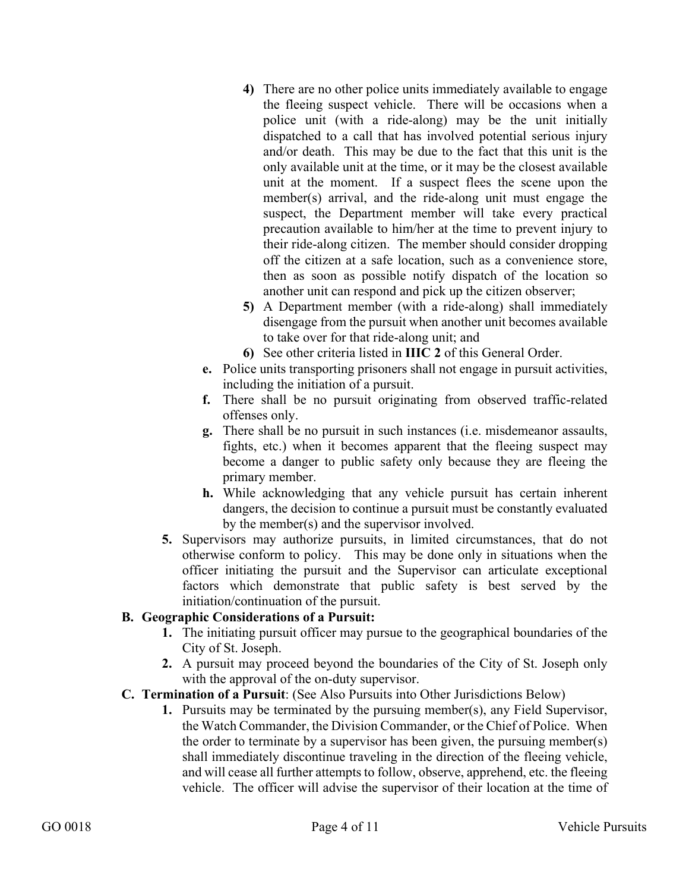4) There are no other police units immediately available to engage the fleeing suspect vehicle. There will be occasions when a police unit (with a ride-along) may be the unit initially dispatched to a call that has involved potential serious injury and/or death. This may be due to the fact that this unit is the only available unit at the time, or it may be the closest available unit at the moment. If a suspect flees the scene upon the member(s) arrival, and the ride-along unit must engage the suspect, the Department member will take every practical precaution available to him/her at the time to prevent injury to their ride-along citizen. The member should consider dropping off the citizen at a safe location, such as a convenience store, then as soon as possible notify dispatch of the location so another unit can respond and pick up the citizen observer;

5) A Department member (with a ride-along) shall immediately disengage from the pursuit when another unit becomes available to take over for that ride-along unit; and

6) See other criteria listed in **IIIC 2** of this General Order.

**e.** Police units transporting prisoners shall not engage in pursuit activities, including the initiation of a pursuit.

**f.** There shall be no pursuit originating from observed traffic-related offenses only.

**g.** There shall be no pursuit in such instances (i.e. misdemeanor assaults, fights, etc.) when it becomes apparent that the fleeing suspect may become a danger to public safety only because they are fleeing the primary member.

**h.** While acknowledging that any vehicle pursuit has certain inherent dangers, the decision to continue a pursuit must be constantly evaluated by the member(s) and the supervisor involved.

**5.** Supervisors may authorize pursuits, in limited circumstances, that do not otherwise conform to policy. This may be done only in situations when the officer initiating the pursuit and the Supervisor can articulate exceptional factors which demonstrate that public safety is best served by the initiation/continuation of the pursuit.

**B. Geographic Considerations of a Pursuit:**

**1.** The initiating pursuit officer may pursue to the geographical boundaries of the City of St. Joseph.

**2.** A pursuit may proceed beyond the boundaries of the City of St. Joseph only with the approval of the on-duty supervisor.

**C. Termination of a Pursuit**: (See Also Pursuits into Other Jurisdictions Below)

**1.** Pursuits may be terminated by the pursuing member(s), any Field Supervisor, the Watch Commander, the Division Commander, or the Chief of Police. When the order to terminate by a supervisor has been given, the pursuing member(s) shall immediately discontinue traveling in the direction of the fleeing vehicle, and will cease all further attempts to follow, observe, apprehend, etc. the fleeing vehicle. The officer will advise the supervisor of their location at the time of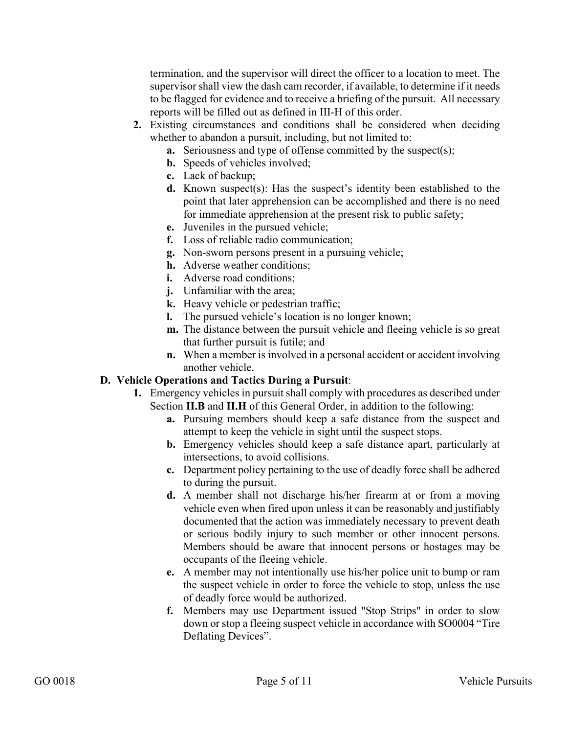termination, and the supervisor will direct the officer to a location to meet. The supervisor shall view the dash cam recorder, if available, to determine if it needs to be flagged for evidence and to receive a briefing of the pursuit. All necessary reports will be filled out as defined in III-H of this order.

2. Existing circumstances and conditions shall be considered when deciding whether to abandon a pursuit, including, but not limited to:
   - **a.** Seriousness and type of offense committed by the suspect(s);
   - **b.** Speeds of vehicles involved;
   - **c.** Lack of backup;
   - **d.** Known suspect(s): Has the suspect's identity been established to the point that later apprehension can be accomplished and there is no need for immediate apprehension at the present risk to public safety;
   - **e.** Juveniles in the pursued vehicle;
   - **f.** Loss of reliable radio communication;
   - **g.** Non-sworn persons present in a pursuing vehicle;
   - **h.** Adverse weather conditions;
   - **i.** Adverse road conditions;
   - **j.** Unfamiliar with the area;
   - **k.** Heavy vehicle or pedestrian traffic;
   - **l.** The pursued vehicle's location is no longer known;
   - **m.** The distance between the pursuit vehicle and fleeing vehicle is so great that further pursuit is futile; and
   - **n.** When a member is involved in a personal accident or accident involving another vehicle.

**D. Vehicle Operations and Tactics During a Pursuit**:

1. Emergency vehicles in pursuit shall comply with procedures as described under Section **II.B** and **II.H** of this General Order, in addition to the following:
   - **a.** Pursuing members should keep a safe distance from the suspect and attempt to keep the vehicle in sight until the suspect stops.
   - **b.** Emergency vehicles should keep a safe distance apart, particularly at intersections, to avoid collisions.
   - **c.** Department policy pertaining to the use of deadly force shall be adhered to during the pursuit.
   - **d.** A member shall not discharge his/her firearm at or from a moving vehicle even when fired upon unless it can be reasonably and justifiably documented that the action was immediately necessary to prevent death or serious bodily injury to such member or other innocent persons. Members should be aware that innocent persons or hostages may be occupants of the fleeing vehicle.
   - **e.** A member may not intentionally use his/her police unit to bump or ram the suspect vehicle in order to force the vehicle to stop, unless the use of deadly force would be authorized.
   - **f.** Members may use Department issued "Stop Strips" in order to slow down or stop a fleeing suspect vehicle in accordance with SO0004 "Tire Deflating Devices".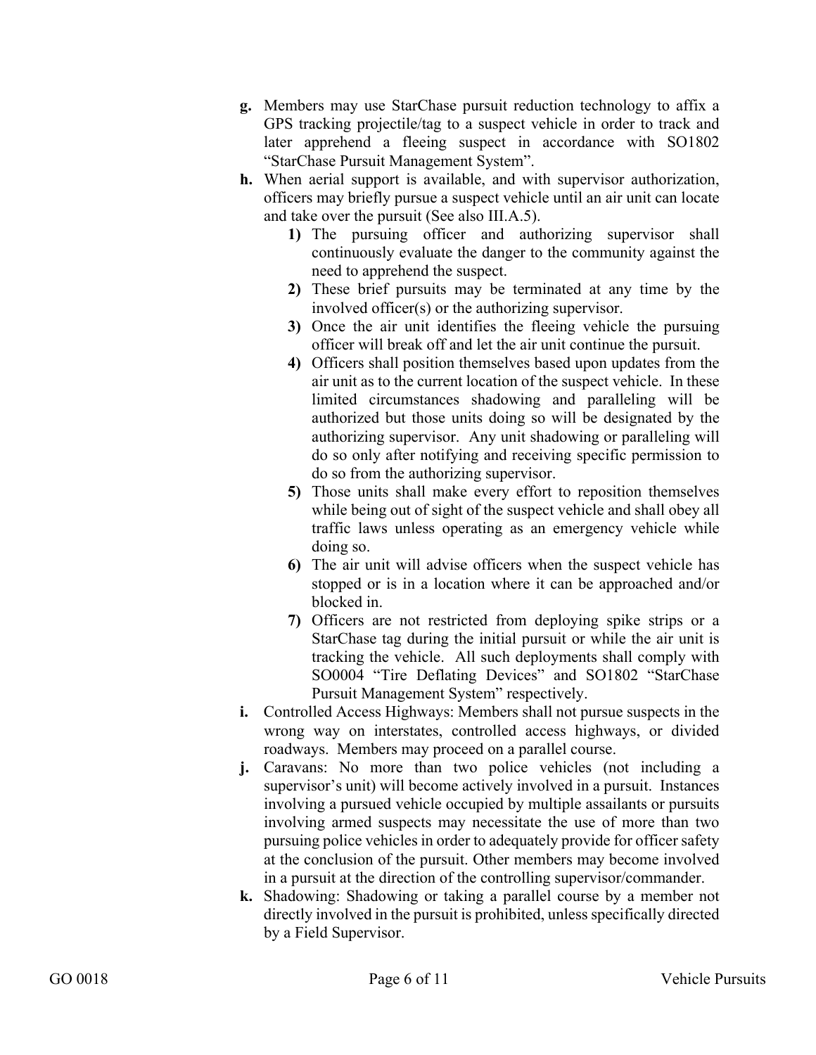**g.** Members may use StarChase pursuit reduction technology to affix a GPS tracking projectile/tag to a suspect vehicle in order to track and later apprehend a fleeing suspect in accordance with SO1802 "StarChase Pursuit Management System".

**h.** When aerial support is available, and with supervisor authorization, officers may briefly pursue a suspect vehicle until an air unit can locate and take over the pursuit (See also III.A.5).

   **1)** The pursuing officer and authorizing supervisor shall continuously evaluate the danger to the community against the need to apprehend the suspect.

   **2)** These brief pursuits may be terminated at any time by the involved officer(s) or the authorizing supervisor.

   **3)** Once the air unit identifies the fleeing vehicle the pursuing officer will break off and let the air unit continue the pursuit.

   **4)** Officers shall position themselves based upon updates from the air unit as to the current location of the suspect vehicle. In these limited circumstances shadowing and paralleling will be authorized but those units doing so will be designated by the authorizing supervisor. Any unit shadowing or paralleling will do so only after notifying and receiving specific permission to do so from the authorizing supervisor.

   **5)** Those units shall make every effort to reposition themselves while being out of sight of the suspect vehicle and shall obey all traffic laws unless operating as an emergency vehicle while doing so.

   **6)** The air unit will advise officers when the suspect vehicle has stopped or is in a location where it can be approached and/or blocked in.

   **7)** Officers are not restricted from deploying spike strips or a StarChase tag during the initial pursuit or while the air unit is tracking the vehicle. All such deployments shall comply with SO0004 "Tire Deflating Devices" and SO1802 "StarChase Pursuit Management System" respectively.

**i.** Controlled Access Highways: Members shall not pursue suspects in the wrong way on interstates, controlled access highways, or divided roadways. Members may proceed on a parallel course.

**j.** Caravans: No more than two police vehicles (not including a supervisor's unit) will become actively involved in a pursuit. Instances involving a pursued vehicle occupied by multiple assailants or pursuits involving armed suspects may necessitate the use of more than two pursuing police vehicles in order to adequately provide for officer safety at the conclusion of the pursuit. Other members may become involved in a pursuit at the direction of the controlling supervisor/commander.

**k.** Shadowing: Shadowing or taking a parallel course by a member not directly involved in the pursuit is prohibited, unless specifically directed by a Field Supervisor.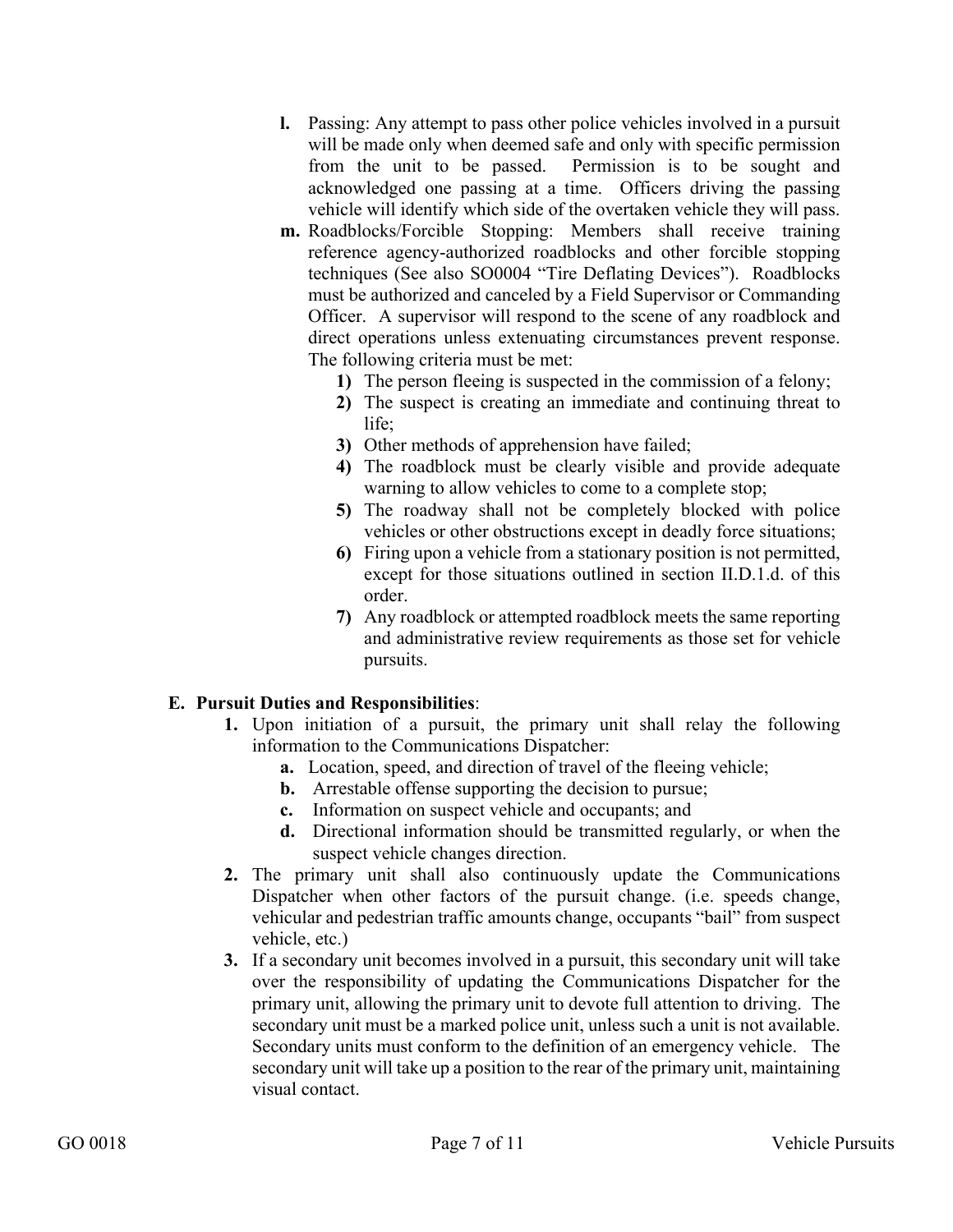**l.** Passing: Any attempt to pass other police vehicles involved in a pursuit will be made only when deemed safe and only with specific permission from the unit to be passed. Permission is to be sought and acknowledged one passing at a time. Officers driving the passing vehicle will identify which side of the overtaken vehicle they will pass.

**m.** Roadblocks/Forcible Stopping: Members shall receive training reference agency-authorized roadblocks and other forcible stopping techniques (See also SO0004 "Tire Deflating Devices"). Roadblocks must be authorized and canceled by a Field Supervisor or Commanding Officer. A supervisor will respond to the scene of any roadblock and direct operations unless extenuating circumstances prevent response. The following criteria must be met:

1) The person fleeing is suspected in the commission of a felony;
2) The suspect is creating an immediate and continuing threat to life;
3) Other methods of apprehension have failed;
4) The roadblock must be clearly visible and provide adequate warning to allow vehicles to come to a complete stop;
5) The roadway shall not be completely blocked with police vehicles or other obstructions except in deadly force situations;
6) Firing upon a vehicle from a stationary position is not permitted, except for those situations outlined in section II.D.1.d. of this order.
7) Any roadblock or attempted roadblock meets the same reporting and administrative review requirements as those set for vehicle pursuits.

## E. Pursuit Duties and Responsibilities:

1. Upon initiation of a pursuit, the primary unit shall relay the following information to the Communications Dispatcher:
   - **a.** Location, speed, and direction of travel of the fleeing vehicle;
   - **b.** Arrestable offense supporting the decision to pursue;
   - **c.** Information on suspect vehicle and occupants; and
   - **d.** Directional information should be transmitted regularly, or when the suspect vehicle changes direction.
2. The primary unit shall also continuously update the Communications Dispatcher when other factors of the pursuit change. (i.e. speeds change, vehicular and pedestrian traffic amounts change, occupants "bail" from suspect vehicle, etc.)
3. If a secondary unit becomes involved in a pursuit, this secondary unit will take over the responsibility of updating the Communications Dispatcher for the primary unit, allowing the primary unit to devote full attention to driving. The secondary unit must be a marked police unit, unless such a unit is not available. Secondary units must conform to the definition of an emergency vehicle. The secondary unit will take up a position to the rear of the primary unit, maintaining visual contact.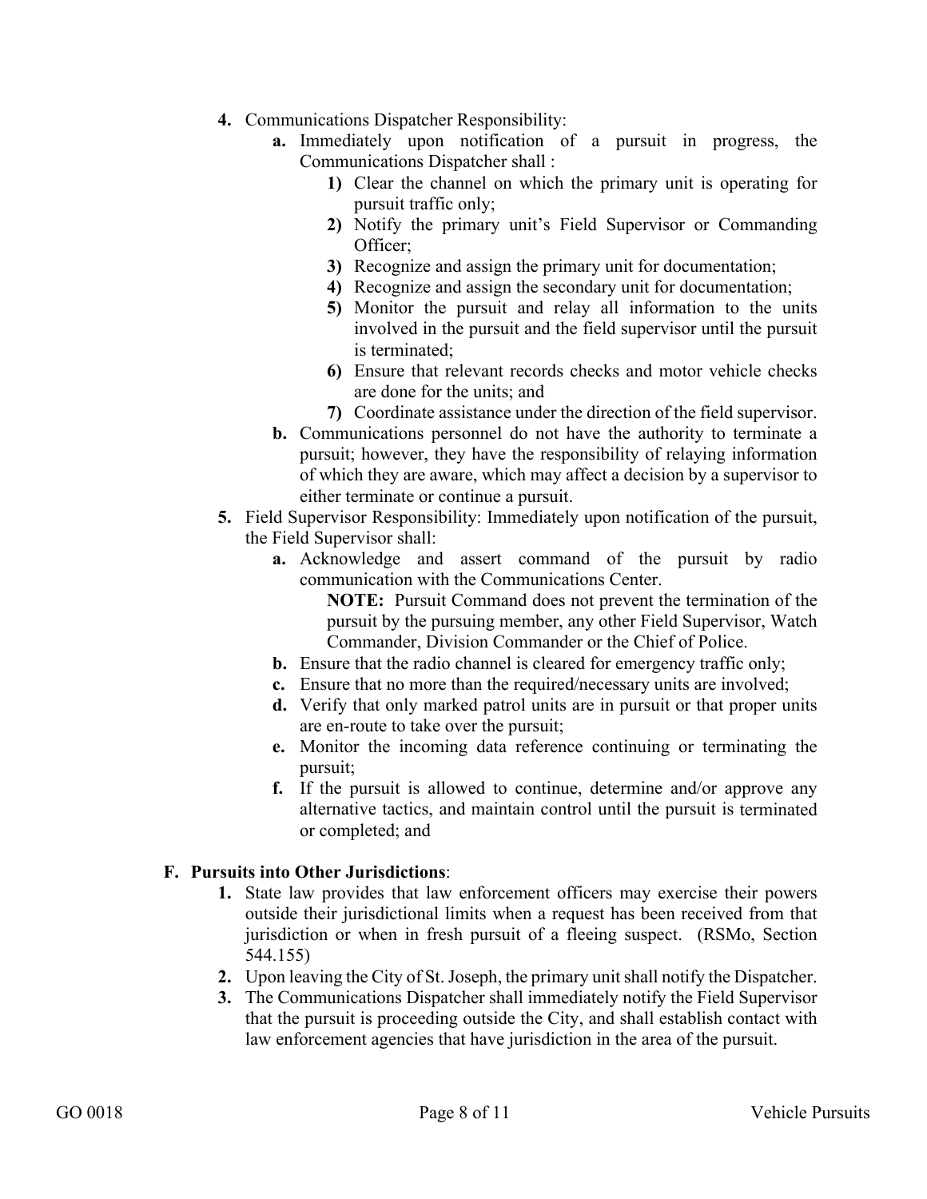4. Communications Dispatcher Responsibility:
    a. Immediately upon notification of a pursuit in progress, the Communications Dispatcher shall :
        1) Clear the channel on which the primary unit is operating for pursuit traffic only;
        2) Notify the primary unit's Field Supervisor or Commanding Officer;
        3) Recognize and assign the primary unit for documentation;
        4) Recognize and assign the secondary unit for documentation;
        5) Monitor the pursuit and relay all information to the units involved in the pursuit and the field supervisor until the pursuit is terminated;
        6) Ensure that relevant records checks and motor vehicle checks are done for the units; and
        7) Coordinate assistance under the direction of the field supervisor.
    b. Communications personnel do not have the authority to terminate a pursuit; however, they have the responsibility of relaying information of which they are aware, which may affect a decision by a supervisor to either terminate or continue a pursuit.
5. Field Supervisor Responsibility: Immediately upon notification of the pursuit, the Field Supervisor shall:
    a. Acknowledge and assert command of the pursuit by radio communication with the Communications Center.

       **NOTE:** Pursuit Command does not prevent the termination of the pursuit by the pursuing member, any other Field Supervisor, Watch Commander, Division Commander or the Chief of Police.
    b. Ensure that the radio channel is cleared for emergency traffic only;
    c. Ensure that no more than the required/necessary units are involved;
    d. Verify that only marked patrol units are in pursuit or that proper units are en-route to take over the pursuit;
    e. Monitor the incoming data reference continuing or terminating the pursuit;
    f. If the pursuit is allowed to continue, determine and/or approve any alternative tactics, and maintain control until the pursuit is terminated or completed; and

**F. Pursuits into Other Jurisdictions**:

1. State law provides that law enforcement officers may exercise their powers outside their jurisdictional limits when a request has been received from that jurisdiction or when in fresh pursuit of a fleeing suspect. (RSMo, Section 544.155)
2. Upon leaving the City of St. Joseph, the primary unit shall notify the Dispatcher.
3. The Communications Dispatcher shall immediately notify the Field Supervisor that the pursuit is proceeding outside the City, and shall establish contact with law enforcement agencies that have jurisdiction in the area of the pursuit.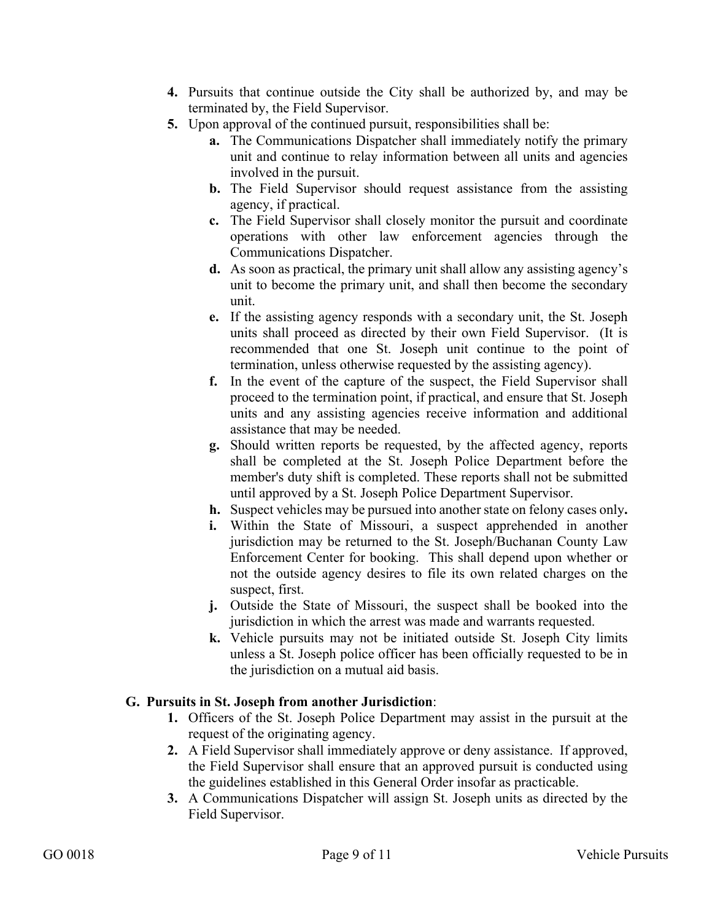4. Pursuits that continue outside the City shall be authorized by, and may be terminated by, the Field Supervisor.
5. Upon approval of the continued pursuit, responsibilities shall be:
    a. The Communications Dispatcher shall immediately notify the primary unit and continue to relay information between all units and agencies involved in the pursuit.
    b. The Field Supervisor should request assistance from the assisting agency, if practical.
    c. The Field Supervisor shall closely monitor the pursuit and coordinate operations with other law enforcement agencies through the Communications Dispatcher.
    d. As soon as practical, the primary unit shall allow any assisting agency's unit to become the primary unit, and shall then become the secondary unit.
    e. If the assisting agency responds with a secondary unit, the St. Joseph units shall proceed as directed by their own Field Supervisor. (It is recommended that one St. Joseph unit continue to the point of termination, unless otherwise requested by the assisting agency).
    f. In the event of the capture of the suspect, the Field Supervisor shall proceed to the termination point, if practical, and ensure that St. Joseph units and any assisting agencies receive information and additional assistance that may be needed.
    g. Should written reports be requested, by the affected agency, reports shall be completed at the St. Joseph Police Department before the member's duty shift is completed. These reports shall not be submitted until approved by a St. Joseph Police Department Supervisor.
    h. Suspect vehicles may be pursued into another state on felony cases only**.**
    i. Within the State of Missouri, a suspect apprehended in another jurisdiction may be returned to the St. Joseph/Buchanan County Law Enforcement Center for booking. This shall depend upon whether or not the outside agency desires to file its own related charges on the suspect, first.
    j. Outside the State of Missouri, the suspect shall be booked into the jurisdiction in which the arrest was made and warrants requested.
    k. Vehicle pursuits may not be initiated outside St. Joseph City limits unless a St. Joseph police officer has been officially requested to be in the jurisdiction on a mutual aid basis.

**G. Pursuits in St. Joseph from another Jurisdiction**:

1. Officers of the St. Joseph Police Department may assist in the pursuit at the request of the originating agency.
2. A Field Supervisor shall immediately approve or deny assistance. If approved, the Field Supervisor shall ensure that an approved pursuit is conducted using the guidelines established in this General Order insofar as practicable.
3. A Communications Dispatcher will assign St. Joseph units as directed by the Field Supervisor.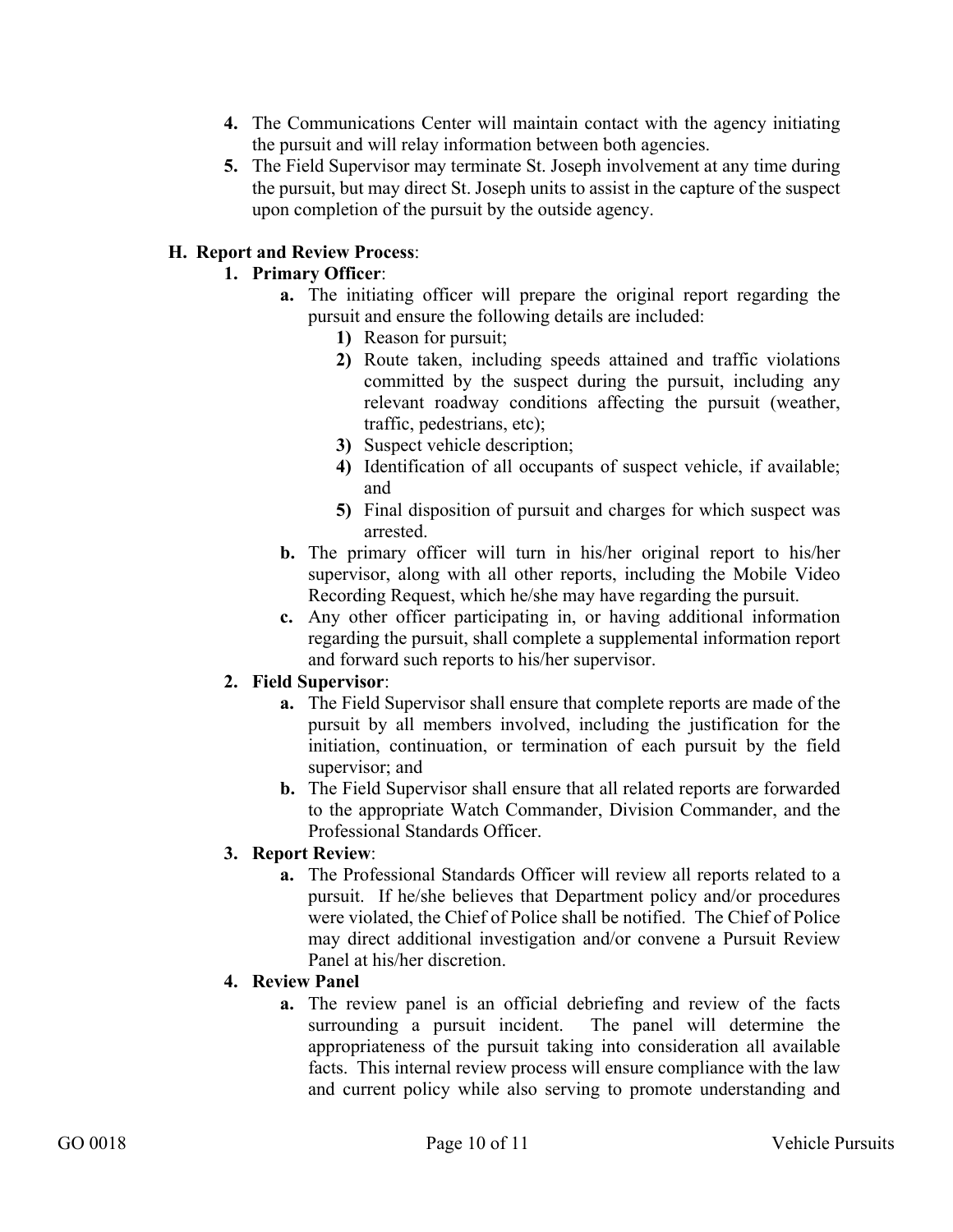4. The Communications Center will maintain contact with the agency initiating the pursuit and will relay information between both agencies.
5. The Field Supervisor may terminate St. Joseph involvement at any time during the pursuit, but may direct St. Joseph units to assist in the capture of the suspect upon completion of the pursuit by the outside agency.

**H. Report and Review Process**:

1. **Primary Officer**:
   - **a.** The initiating officer will prepare the original report regarding the pursuit and ensure the following details are included:
     1) Reason for pursuit;
     2) Route taken, including speeds attained and traffic violations committed by the suspect during the pursuit, including any relevant roadway conditions affecting the pursuit (weather, traffic, pedestrians, etc);
     3) Suspect vehicle description;
     4) Identification of all occupants of suspect vehicle, if available; and
     5) Final disposition of pursuit and charges for which suspect was arrested.
   - **b.** The primary officer will turn in his/her original report to his/her supervisor, along with all other reports, including the Mobile Video Recording Request, which he/she may have regarding the pursuit.
   - **c.** Any other officer participating in, or having additional information regarding the pursuit, shall complete a supplemental information report and forward such reports to his/her supervisor.
2. **Field Supervisor**:
   - **a.** The Field Supervisor shall ensure that complete reports are made of the pursuit by all members involved, including the justification for the initiation, continuation, or termination of each pursuit by the field supervisor; and
   - **b.** The Field Supervisor shall ensure that all related reports are forwarded to the appropriate Watch Commander, Division Commander, and the Professional Standards Officer.
3. **Report Review**:
   - **a.** The Professional Standards Officer will review all reports related to a pursuit. If he/she believes that Department policy and/or procedures were violated, the Chief of Police shall be notified. The Chief of Police may direct additional investigation and/or convene a Pursuit Review Panel at his/her discretion.
4. **Review Panel**
   - **a.** The review panel is an official debriefing and review of the facts surrounding a pursuit incident. The panel will determine the appropriateness of the pursuit taking into consideration all available facts. This internal review process will ensure compliance with the law and current policy while also serving to promote understanding and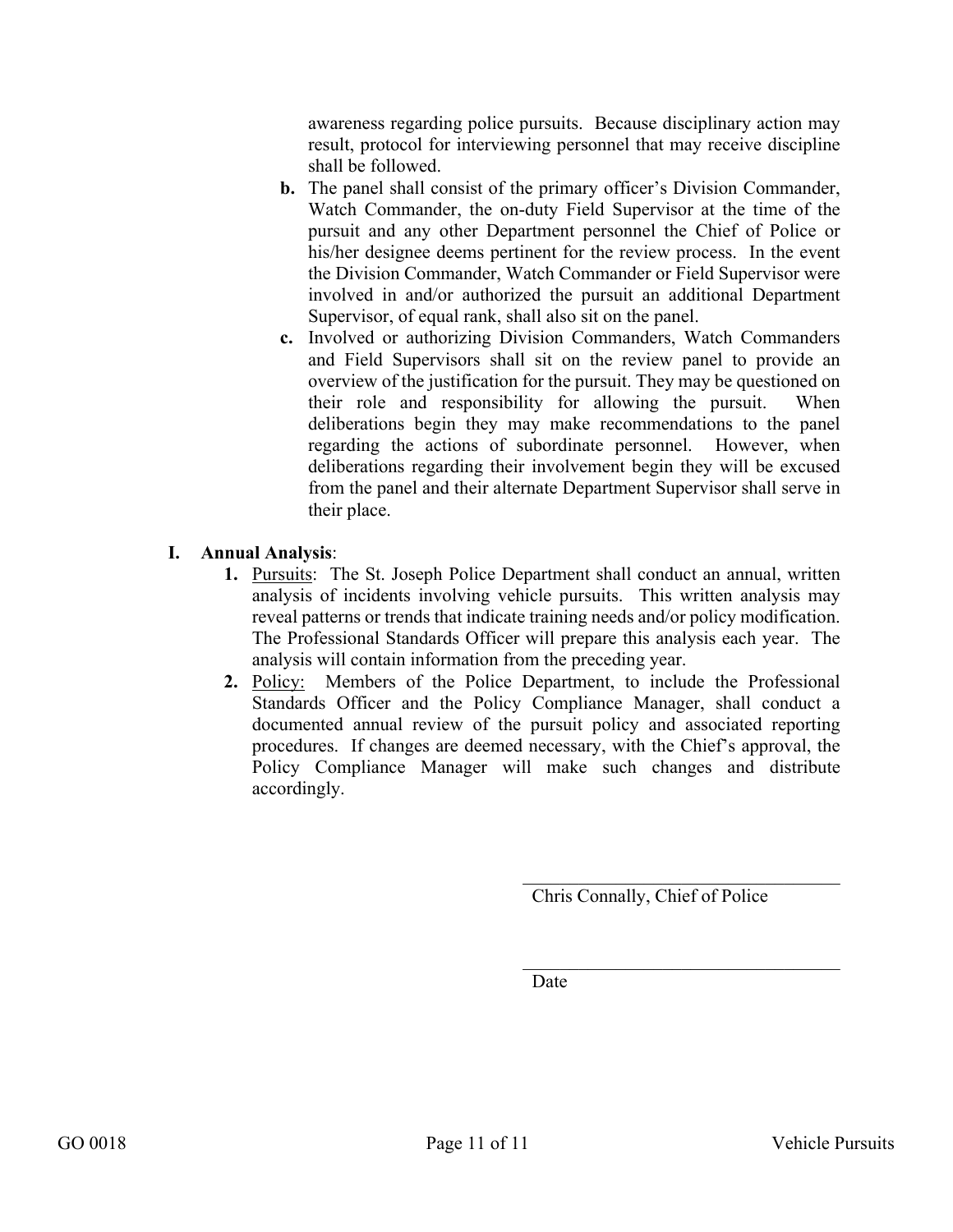awareness regarding police pursuits. Because disciplinary action may result, protocol for interviewing personnel that may receive discipline shall be followed.

- **b.** The panel shall consist of the primary officer's Division Commander, Watch Commander, the on-duty Field Supervisor at the time of the pursuit and any other Department personnel the Chief of Police or his/her designee deems pertinent for the review process. In the event the Division Commander, Watch Commander or Field Supervisor were involved in and/or authorized the pursuit an additional Department Supervisor, of equal rank, shall also sit on the panel.
- **c.** Involved or authorizing Division Commanders, Watch Commanders and Field Supervisors shall sit on the review panel to provide an overview of the justification for the pursuit. They may be questioned on their role and responsibility for allowing the pursuit. When deliberations begin they may make recommendations to the panel regarding the actions of subordinate personnel. However, when deliberations regarding their involvement begin they will be excused from the panel and their alternate Department Supervisor shall serve in their place.

**I. Annual Analysis**:

1. Pursuits: The St. Joseph Police Department shall conduct an annual, written analysis of incidents involving vehicle pursuits. This written analysis may reveal patterns or trends that indicate training needs and/or policy modification. The Professional Standards Officer will prepare this analysis each year. The analysis will contain information from the preceding year.
2. Policy: Members of the Police Department, to include the Professional Standards Officer and the Policy Compliance Manager, shall conduct a documented annual review of the pursuit policy and associated reporting procedures. If changes are deemed necessary, with the Chief's approval, the Policy Compliance Manager will make such changes and distribute accordingly.

\_\_\_\_\_\_\_\_\_\_\_\_\_\_\_\_\_\_\_\_\_\_\_\_\_\_\_\_\_\_\_\_

Chris Connally, Chief of Police

\_\_\_\_\_\_\_\_\_\_\_\_\_\_\_\_\_\_\_\_\_\_\_\_\_\_\_\_\_\_\_\_

Date